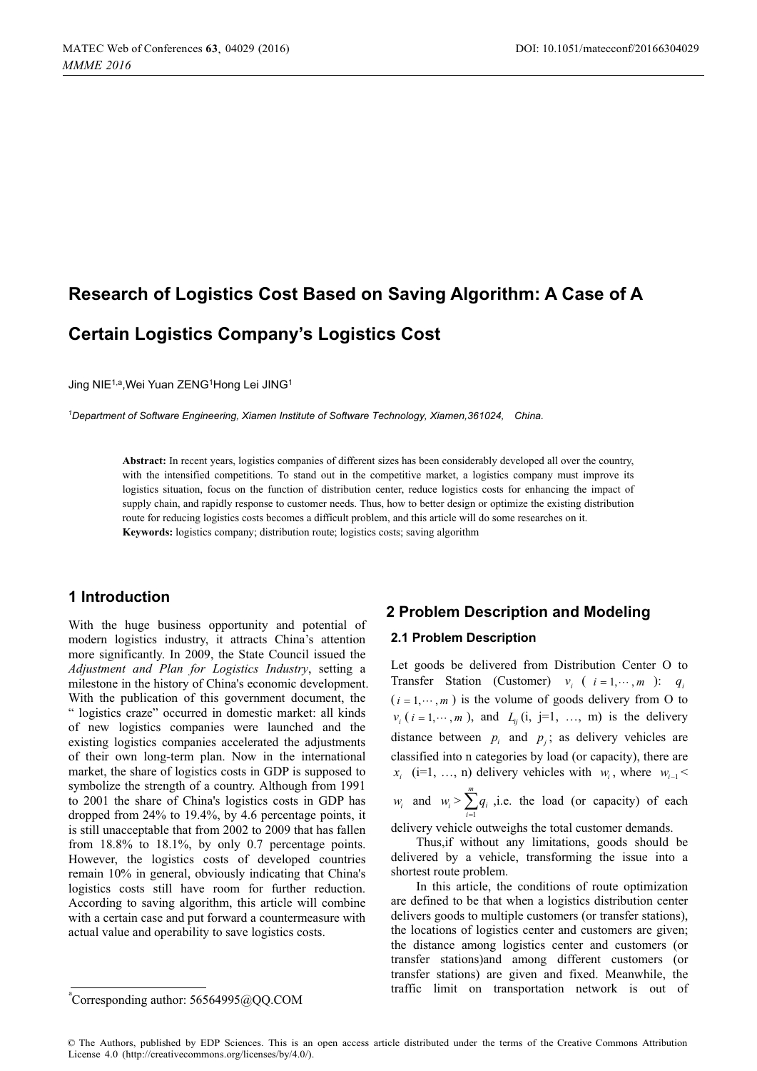# Research of Logistics Cost Based on Saving Algorithm: A Case of A Certain Logistics Company's Logistics Cost

Jing NIE[1,a],Wei Yuan ZENG[1]Hong Lei JING[1]

[1]Department of Software Engineering, Xiamen Institute of Software Technology, Xiamen,361024, China.

**Abstract:** In recent years, logistics companies of different sizes has been considerably developed all over the country, with the intensified competitions. To stand out in the competitive market, a logistics company must improve its logistics situation, focus on the function of distribution center, reduce logistics costs for enhancing the impact of supply chain, and rapidly response to customer needs. Thus, how to better design or optimize the existing distribution route for reducing logistics costs becomes a difficult problem, and this article will do some researches on it.

**Keywords:** logistics company; distribution route; logistics costs; saving algorithm

## 1 Introduction

With the huge business opportunity and potential of modern logistics industry, it attracts China's attention more significantly. In 2009, the State Council issued the *Adjustment and Plan for Logistics Industry*, setting a milestone in the history of China's economic development. With the publication of this government document, the " logistics craze" occurred in domestic market: all kinds of new logistics companies were launched and the existing logistics companies accelerated the adjustments of their own long-term plan. Now in the international market, the share of logistics costs in GDP is supposed to symbolize the strength of a country. Although from 1991 to 2001 the share of China's logistics costs in GDP has dropped from 24% to 19.4%, by 4.6 percentage points, it is still unacceptable that from 2002 to 2009 that has fallen from 18.8% to 18.1%, by only 0.7 percentage points. However, the logistics costs of developed countries remain 10% in general, obviously indicating that China's logistics costs still have room for further reduction. According to saving algorithm, this article will combine with a certain case and put forward a countermeasure with actual value and operability to save logistics costs.

## 2 Problem Description and Modeling

### 2.1 Problem Description

Let goods be delivered from Distribution Center O to Transfer Station (Customer) $v_i$ ( $i = 1, \cdots, m$ ): $q_i$ ( $i = 1, \cdots, m$ ) is the volume of goods delivery from O to $v_i$ ( $i = 1, \cdots, m$ ), and $L_{ij}$ (i, j=1, …, m) is the delivery distance between $p_i$ and $p_j$; as delivery vehicles are classified into n categories by load (or capacity), there are $x_i$ (i=1, …, n) delivery vehicles with $w_i$, where $w_{i-1} < w_i$ and $w_i > \sum_{i=1}^{m} q_i$ ,i.e. the load (or capacity) of each delivery vehicle outweighs the total customer demands.

Thus,if without any limitations, goods should be delivered by a vehicle, transforming the issue into a shortest route problem.

In this article, the conditions of route optimization are defined to be that when a logistics distribution center delivers goods to multiple customers (or transfer stations), the locations of logistics center and customers are given; the distance among logistics center and customers (or transfer stations)and among different customers (or transfer stations) are given and fixed. Meanwhile, the traffic limit on transportation network is out of

[a]Corresponding author: 56564995@QQ.COM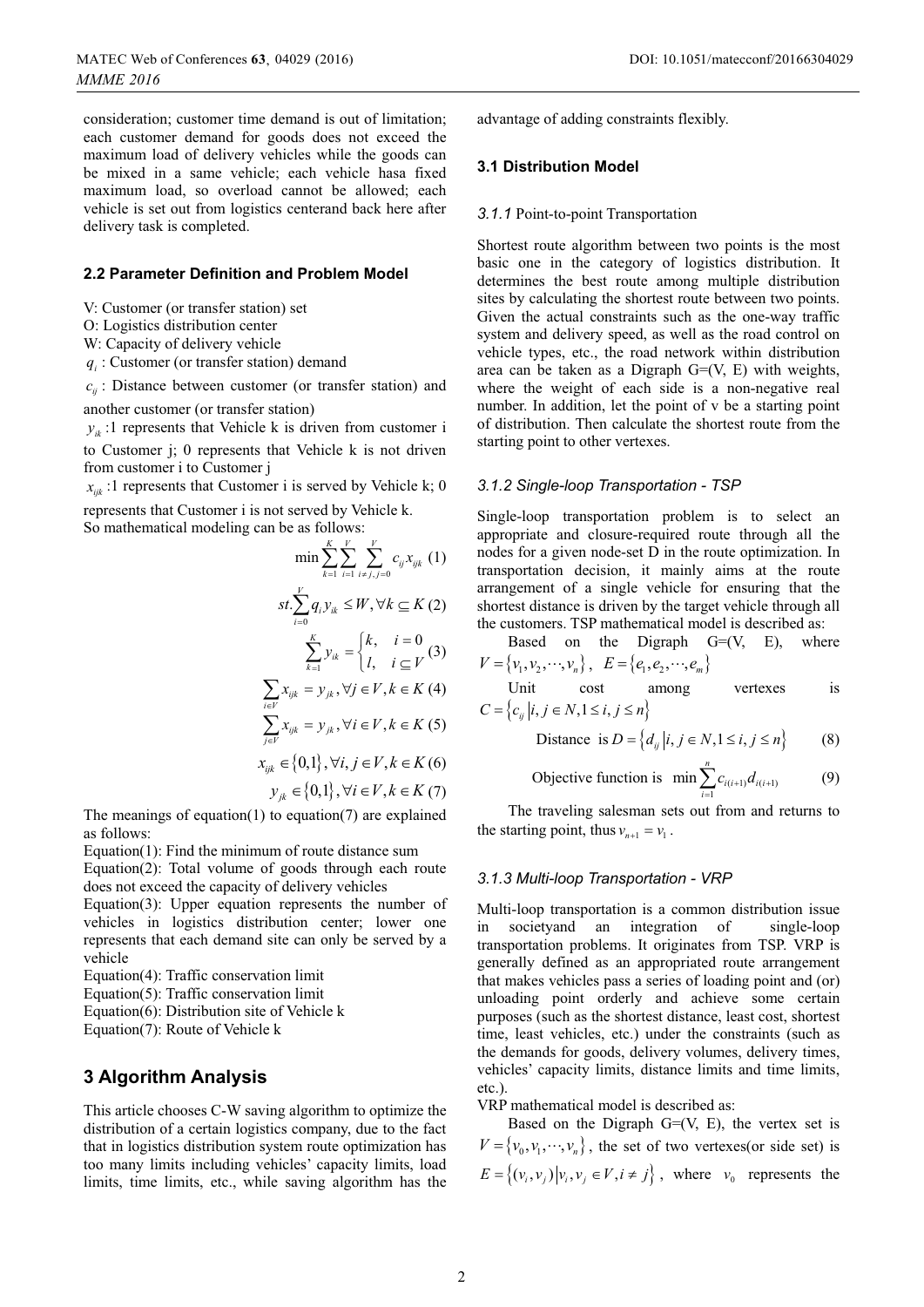consideration; customer time demand is out of limitation; each customer demand for goods does not exceed the maximum load of delivery vehicles while the goods can be mixed in a same vehicle; each vehicle hasa fixed maximum load, so overload cannot be allowed; each vehicle is set out from logistics centerand back here after delivery task is completed.

### 2.2 Parameter Definition and Problem Model

V: Customer (or transfer station) set

O: Logistics distribution center

W: Capacity of delivery vehicle

$q_i$ : Customer (or transfer station) demand

$c_{ij}$ : Distance between customer (or transfer station) and another customer (or transfer station)

$y_{ik}$ :1 represents that Vehicle k is driven from customer i to Customer j; 0 represents that Vehicle k is not driven from customer i to Customer j

$x_{ijk}$ :1 represents that Customer i is served by Vehicle k; 0 represents that Customer i is not served by Vehicle k.

So mathematical modeling can be as follows:

$$\min \sum_{k=1}^{K} \sum_{i=1}^{V} \sum_{i \neq j, j=0}^{V} c_{ij} x_{ijk} \quad (1)$$

$$st. \sum_{i=0}^{V} q_i y_{ik} \leq W, \forall k \subseteq K \quad (2)$$

$$\sum_{k=1}^{K} y_{ik} = \begin{cases} k, & i = 0 \\ l, & i \subseteq V \end{cases} \quad (3)$$

$$\sum_{i \in V} x_{ijk} = y_{jk}, \forall j \in V, k \in K \quad (4)$$

$$\sum_{j \in V} x_{ijk} = y_{jk}, \forall i \in V, k \in K \quad (5)$$

$$x_{ijk} \in \{0,1\}, \forall i, j \in V, k \in K \quad (6)$$

$$y_{jk} \in \{0,1\}, \forall i \in V, k \in K \quad (7)$$

The meanings of equation(1) to equation(7) are explained as follows:

Equation(1): Find the minimum of route distance sum

Equation(2): Total volume of goods through each route does not exceed the capacity of delivery vehicles

Equation(3): Upper equation represents the number of vehicles in logistics distribution center; lower one represents that each demand site can only be served by a vehicle

Equation(4): Traffic conservation limit

Equation(5): Traffic conservation limit

Equation(6): Distribution site of Vehicle k

Equation(7): Route of Vehicle k

## 3 Algorithm Analysis

This article chooses C-W saving algorithm to optimize the distribution of a certain logistics company, due to the fact that in logistics distribution system route optimization has too many limits including vehicles' capacity limits, load limits, time limits, etc., while saving algorithm has the advantage of adding constraints flexibly.

### 3.1 Distribution Model

#### *3.1.1* Point-to-point Transportation

Shortest route algorithm between two points is the most basic one in the category of logistics distribution. It determines the best route among multiple distribution sites by calculating the shortest route between two points. Given the actual constraints such as the one-way traffic system and delivery speed, as well as the road control on vehicle types, etc., the road network within distribution area can be taken as a Digraph G=(V, E) with weights, where the weight of each side is a non-negative real number. In addition, let the point of v be a starting point of distribution. Then calculate the shortest route from the starting point to other vertexes.

#### *3.1.2 Single-loop Transportation - TSP*

Single-loop transportation problem is to select an appropriate and closure-required route through all the nodes for a given node-set D in the route optimization. In transportation decision, it mainly aims at the route arrangement of a single vehicle for ensuring that the shortest distance is driven by the target vehicle through all the customers. TSP mathematical model is described as:

Based on the Digraph G=(V, E), where $V = \{v_1, v_2, \cdots, v_n\}$, $E = \{e_1, e_2, \cdots, e_m\}$

Unit cost among vertexes is $C = \{c_{ij} | i, j \in N, 1 \leq i, j \leq n\}$

Distance is $D = \{d_{ij} | i, j \in N, 1 \leq i, j \leq n\}$ (8)

Objective function is $\min \sum_{i=1}^{n} c_{i(i+1)} d_{i(i+1)}$ (9)

The traveling salesman sets out from and returns to the starting point, thus $v_{n+1} = v_1$.

#### *3.1.3 Multi-loop Transportation - VRP*

Multi-loop transportation is a common distribution issue in societyand an integration of single-loop transportation problems. It originates from TSP. VRP is generally defined as an appropriated route arrangement that makes vehicles pass a series of loading point and (or) unloading point orderly and achieve some certain purposes (such as the shortest distance, least cost, shortest time, least vehicles, etc.) under the constraints (such as the demands for goods, delivery volumes, delivery times, vehicles' capacity limits, distance limits and time limits, etc.).

VRP mathematical model is described as:

Based on the Digraph G=(V, E), the vertex set is $V = \{v_0, v_1, \cdots, v_n\}$, the set of two vertexes(or side set) is $E = \{(v_i, v_j) | v_i, v_j \in V, i \neq j\}$, where $v_0$ represents the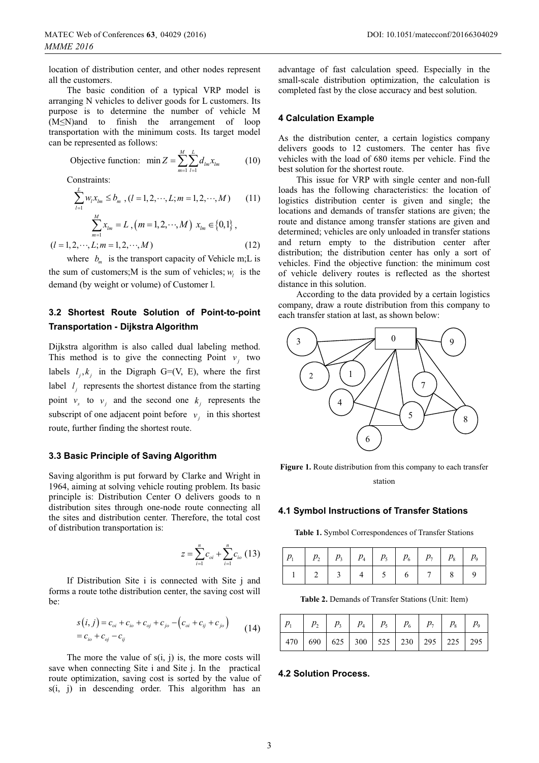location of distribution center, and other nodes represent all the customers.

The basic condition of a typical VRP model is arranging N vehicles to deliver goods for L customers. Its purpose is to determine the number of vehicle M (M≤N)and to finish the arrangement of loop transportation with the minimum costs. Its target model can be represented as follows:

Objective function: $$\min Z = \sum_{m=1}^{M}\sum_{l=1}^{L} d_{lm}x_{lm} \quad (10)$$

Constraints:

$$\sum_{l=1}^{L} w_l x_{lm} \le b_m \ , (l = 1,2,\cdots,L; m = 1,2,\cdots,M) \quad (11)$$

$$\sum_{m=1}^{M} x_{lm} = L \ , (m = 1,2,\cdots,M) \ x_{lm} \in \{0,1\} \ ,$$

$$(l = 1,2,\cdots,L; m = 1,2,\cdots,M) \quad (12)$$

where $b_m$ is the transport capacity of Vehicle m;L is the sum of customers;M is the sum of vehicles; $w_l$ is the demand (by weight or volume) of Customer l.

### 3.2 Shortest Route Solution of Point-to-point Transportation - Dijkstra Algorithm

Dijkstra algorithm is also called dual labeling method. This method is to give the connecting Point $v_j$ two labels $l_j, k_j$ in the Digraph G=(V, E), where the first label $l_j$ represents the shortest distance from the starting point $v_s$ to $v_j$ and the second one $k_j$ represents the subscript of one adjacent point before $v_j$ in this shortest route, further finding the shortest route.

### 3.3 Basic Principle of Saving Algorithm

Saving algorithm is put forward by Clarke and Wright in 1964, aiming at solving vehicle routing problem. Its basic principle is: Distribution Center O delivers goods to n distribution sites through one-node route connecting all the sites and distribution center. Therefore, the total cost of distribution transportation is:

$$z = \sum_{i=1}^{n} c_{oi} + \sum_{i=1}^{n} c_{io} \quad (13)$$

If Distribution Site i is connected with Site j and forms a route tothe distribution center, the saving cost will be:

$$\begin{aligned} s(i,j) &= c_{oi} + c_{io} + c_{oj} + c_{jo} - \left(c_{oi} + c_{ij} + c_{jo}\right) \\ &= c_{io} + c_{oj} - c_{ij} \end{aligned} \quad (14)$$

The more the value of s(i, j) is, the more costs will save when connecting Site i and Site j. In the practical route optimization, saving cost is sorted by the value of s(i, j) in descending order. This algorithm has an advantage of fast calculation speed. Especially in the small-scale distribution optimization, the calculation is completed fast by the close accuracy and best solution.

## 4 Calculation Example

As the distribution center, a certain logistics company delivers goods to 12 customers. The center has five vehicles with the load of 680 items per vehicle. Find the best solution for the shortest route.

This issue for VRP with single center and non-full loads has the following characteristics: the location of logistics distribution center is given and single; the locations and demands of transfer stations are given; the route and distance among transfer stations are given and determined; vehicles are only unloaded in transfer stations and return empty to the distribution center after distribution; the distribution center has only a sort of vehicles. Find the objective function: the minimum cost of vehicle delivery routes is reflected as the shortest distance in this solution.

According to the data provided by a certain logistics company, draw a route distribution from this company to each transfer station at last, as shown below:

**Figure 1.** Route distribution from this company to each transfer station

### 4.1 Symbol Instructions of Transfer Stations

**Table 1.** Symbol Correspondences of Transfer Stations

| $p_1$ | $p_2$ | $p_3$ | $p_4$ | $p_5$ | $p_6$ | $p_7$ | $p_8$ | $p_9$ |
|---|---|---|---|---|---|---|---|---|
| 1 | 2 | 3 | 4 | 5 | 6 | 7 | 8 | 9 |

**Table 2.** Demands of Transfer Stations (Unit: Item)

| $p_1$ | $p_2$ | $p_3$ | $p_4$ | $p_5$ | $p_6$ | $p_7$ | $p_8$ | $p_9$ |
|---|---|---|---|---|---|---|---|---|
| 470 | 690 | 625 | 300 | 525 | 230 | 295 | 225 | 295 |

### 4.2 Solution Process.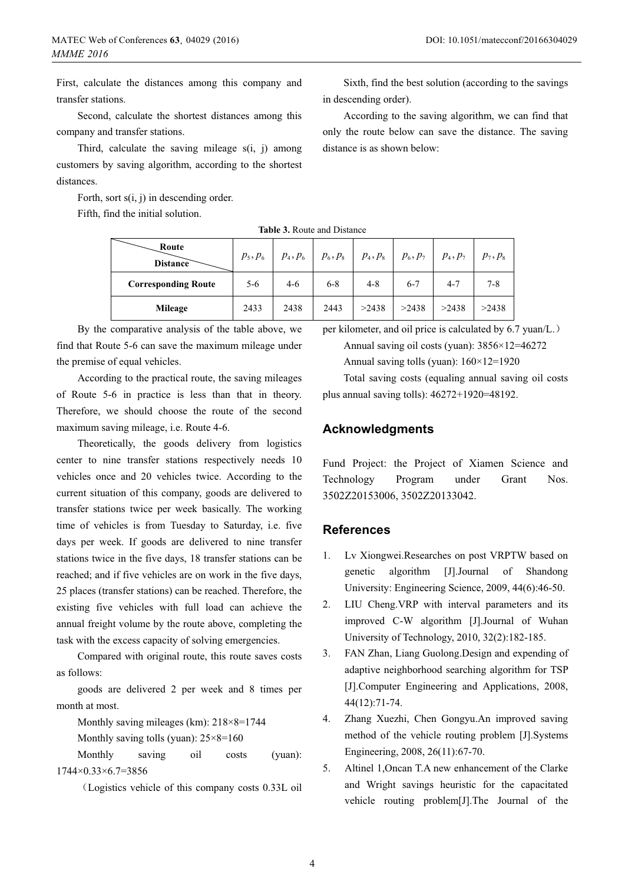First, calculate the distances among this company and transfer stations.

Second, calculate the shortest distances among this company and transfer stations.

Third, calculate the saving mileage s(i, j) among customers by saving algorithm, according to the shortest distances.

Forth, sort s(i, j) in descending order.

Fifth, find the initial solution.

Sixth, find the best solution (according to the savings in descending order).

According to the saving algorithm, we can find that only the route below can save the distance. The saving distance is as shown below:

**Table 3.** Route and Distance

| Route / Distance | $p_5, p_6$ | $p_4, p_6$ | $p_6, p_8$ | $p_4, p_8$ | $p_6, p_7$ | $p_4, p_7$ | $p_7, p_8$ |
|---|---|---|---|---|---|---|---|
| **Corresponding Route** | 5-6 | 4-6 | 6-8 | 4-8 | 6-7 | 4-7 | 7-8 |
| **Mileage** | 2433 | 2438 | 2443 | >2438 | >2438 | >2438 | >2438 |

By the comparative analysis of the table above, we find that Route 5-6 can save the maximum mileage under the premise of equal vehicles.

According to the practical route, the saving mileages of Route 5-6 in practice is less than that in theory. Therefore, we should choose the route of the second maximum saving mileage, i.e. Route 4-6.

Theoretically, the goods delivery from logistics center to nine transfer stations respectively needs 10 vehicles once and 20 vehicles twice. According to the current situation of this company, goods are delivered to transfer stations twice per week basically. The working time of vehicles is from Tuesday to Saturday, i.e. five days per week. If goods are delivered to nine transfer stations twice in the five days, 18 transfer stations can be reached; and if five vehicles are on work in the five days, 25 places (transfer stations) can be reached. Therefore, the existing five vehicles with full load can achieve the annual freight volume by the route above, completing the task with the excess capacity of solving emergencies.

Compared with original route, this route saves costs as follows:

goods are delivered 2 per week and 8 times per month at most.

Monthly saving mileages (km): 218×8=1744

Monthly saving tolls (yuan): 25×8=160

Monthly saving oil costs (yuan): 1744×0.33×6.7=3856

（Logistics vehicle of this company costs 0.33L oil per kilometer, and oil price is calculated by 6.7 yuan/L.）

Annual saving oil costs (yuan): 3856×12=46272

Annual saving tolls (yuan): 160×12=1920

Total saving costs (equaling annual saving oil costs plus annual saving tolls): 46272+1920=48192.

## Acknowledgments

Fund Project: the Project of Xiamen Science and Technology Program under Grant Nos. 3502Z20153006, 3502Z20133042.

## References

1. Lv Xiongwei.Researches on post VRPTW based on genetic algorithm [J].Journal of Shandong University: Engineering Science, 2009, 44(6):46-50.
2. LIU Cheng.VRP with interval parameters and its improved C-W algorithm [J].Journal of Wuhan University of Technology, 2010, 32(2):182-185.
3. FAN Zhan, Liang Guolong.Design and expending of adaptive neighborhood searching algorithm for TSP [J].Computer Engineering and Applications, 2008, 44(12):71-74.
4. Zhang Xuezhi, Chen Gongyu.An improved saving method of the vehicle routing problem [J].Systems Engineering, 2008, 26(11):67-70.
5. Altinel 1,Oncan T.A new enhancement of the Clarke and Wright savings heuristic for the capacitated vehicle routing problem[J].The Journal of the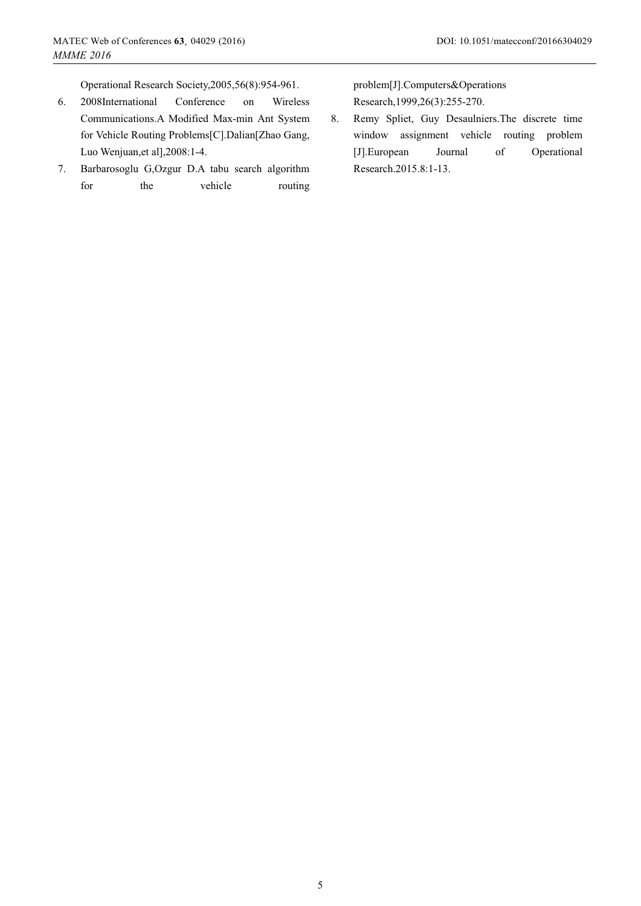Operational Research Society,2005,56(8):954-961.

6. 2008International Conference on Wireless Communications.A Modified Max-min Ant System for Vehicle Routing Problems[C].Dalian[Zhao Gang, Luo Wenjuan,et al],2008:1-4.
7. Barbarosoglu G,Ozgur D.A tabu search algorithm for the vehicle routing problem[J].Computers&Operations Research,1999,26(3):255-270.
8. Remy Spliet, Guy Desaulniers.The discrete time window assignment vehicle routing problem [J].European Journal of Operational Research.2015.8:1-13.